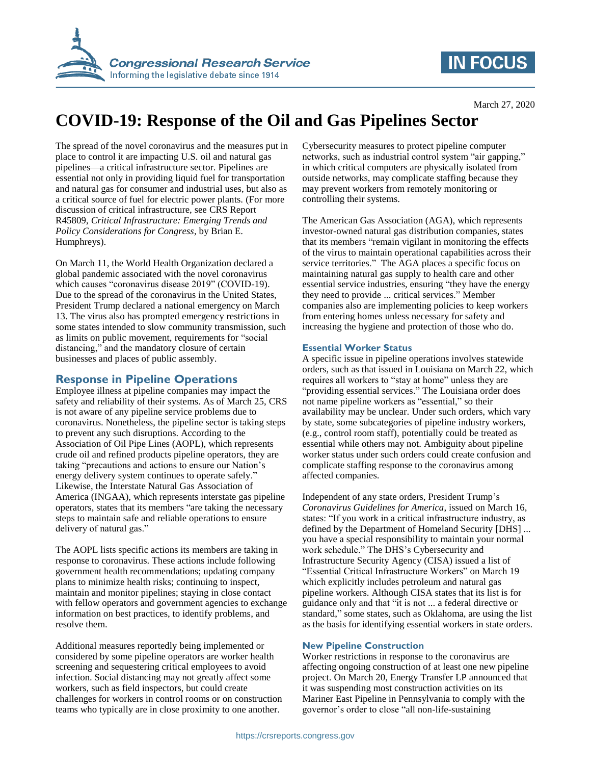March 27, 2020

# COVID-19: Response of the Oil and Gas Pipelines Sector

The spread of the novel coronavirus and the measures put in place to control it are impacting U.S. oil and natural gas pipelines—a critical infrastructure sector. Pipelines are essential not only in providing liquid fuel for transportation and natural gas for consumer and industrial uses, but also as a critical source of fuel for electric power plants. (For more discussion of critical infrastructure, see CRS Report R45809, *Critical Infrastructure: Emerging Trends and Policy Considerations for Congress*, by Brian E. Humphreys).

On March 11, the World Health Organization declared a global pandemic associated with the novel coronavirus which causes "coronavirus disease 2019" (COVID-19). Due to the spread of the coronavirus in the United States, President Trump declared a national emergency on March 13. The virus also has prompted emergency restrictions in some states intended to slow community transmission, such as limits on public movement, requirements for "social distancing," and the mandatory closure of certain businesses and places of public assembly.

## Response in Pipeline Operations

Employee illness at pipeline companies may impact the safety and reliability of their systems. As of March 25, CRS is not aware of any pipeline service problems due to coronavirus. Nonetheless, the pipeline sector is taking steps to prevent any such disruptions. According to the Association of Oil Pipe Lines (AOPL), which represents crude oil and refined products pipeline operators, they are taking "precautions and actions to ensure our Nation's energy delivery system continues to operate safely." Likewise, the Interstate Natural Gas Association of America (INGAA), which represents interstate gas pipeline operators, states that its members "are taking the necessary steps to maintain safe and reliable operations to ensure delivery of natural gas."

The AOPL lists specific actions its members are taking in response to coronavirus. These actions include following government health recommendations; updating company plans to minimize health risks; continuing to inspect, maintain and monitor pipelines; staying in close contact with fellow operators and government agencies to exchange information on best practices, to identify problems, and resolve them.

Additional measures reportedly being implemented or considered by some pipeline operators are worker health screening and sequestering critical employees to avoid infection. Social distancing may not greatly affect some workers, such as field inspectors, but could create challenges for workers in control rooms or on construction teams who typically are in close proximity to one another.

Cybersecurity measures to protect pipeline computer networks, such as industrial control system "air gapping," in which critical computers are physically isolated from outside networks, may complicate staffing because they may prevent workers from remotely monitoring or controlling their systems.

The American Gas Association (AGA), which represents investor-owned natural gas distribution companies, states that its members "remain vigilant in monitoring the effects of the virus to maintain operational capabilities across their service territories." The AGA places a specific focus on maintaining natural gas supply to health care and other essential service industries, ensuring "they have the energy they need to provide ... critical services." Member companies also are implementing policies to keep workers from entering homes unless necessary for safety and increasing the hygiene and protection of those who do.

### Essential Worker Status

A specific issue in pipeline operations involves statewide orders, such as that issued in Louisiana on March 22, which requires all workers to "stay at home" unless they are "providing essential services." The Louisiana order does not name pipeline workers as "essential," so their availability may be unclear. Under such orders, which vary by state, some subcategories of pipeline industry workers, (e.g., control room staff), potentially could be treated as essential while others may not. Ambiguity about pipeline worker status under such orders could create confusion and complicate staffing response to the coronavirus among affected companies.

Independent of any state orders, President Trump's *Coronavirus Guidelines for America*, issued on March 16, states: "If you work in a critical infrastructure industry, as defined by the Department of Homeland Security [DHS] ... you have a special responsibility to maintain your normal work schedule." The DHS's Cybersecurity and Infrastructure Security Agency (CISA) issued a list of "Essential Critical Infrastructure Workers" on March 19 which explicitly includes petroleum and natural gas pipeline workers. Although CISA states that its list is for guidance only and that "it is not ... a federal directive or standard," some states, such as Oklahoma, are using the list as the basis for identifying essential workers in state orders.

### New Pipeline Construction

Worker restrictions in response to the coronavirus are affecting ongoing construction of at least one new pipeline project. On March 20, Energy Transfer LP announced that it was suspending most construction activities on its Mariner East Pipeline in Pennsylvania to comply with the governor's order to close "all non-life-sustaining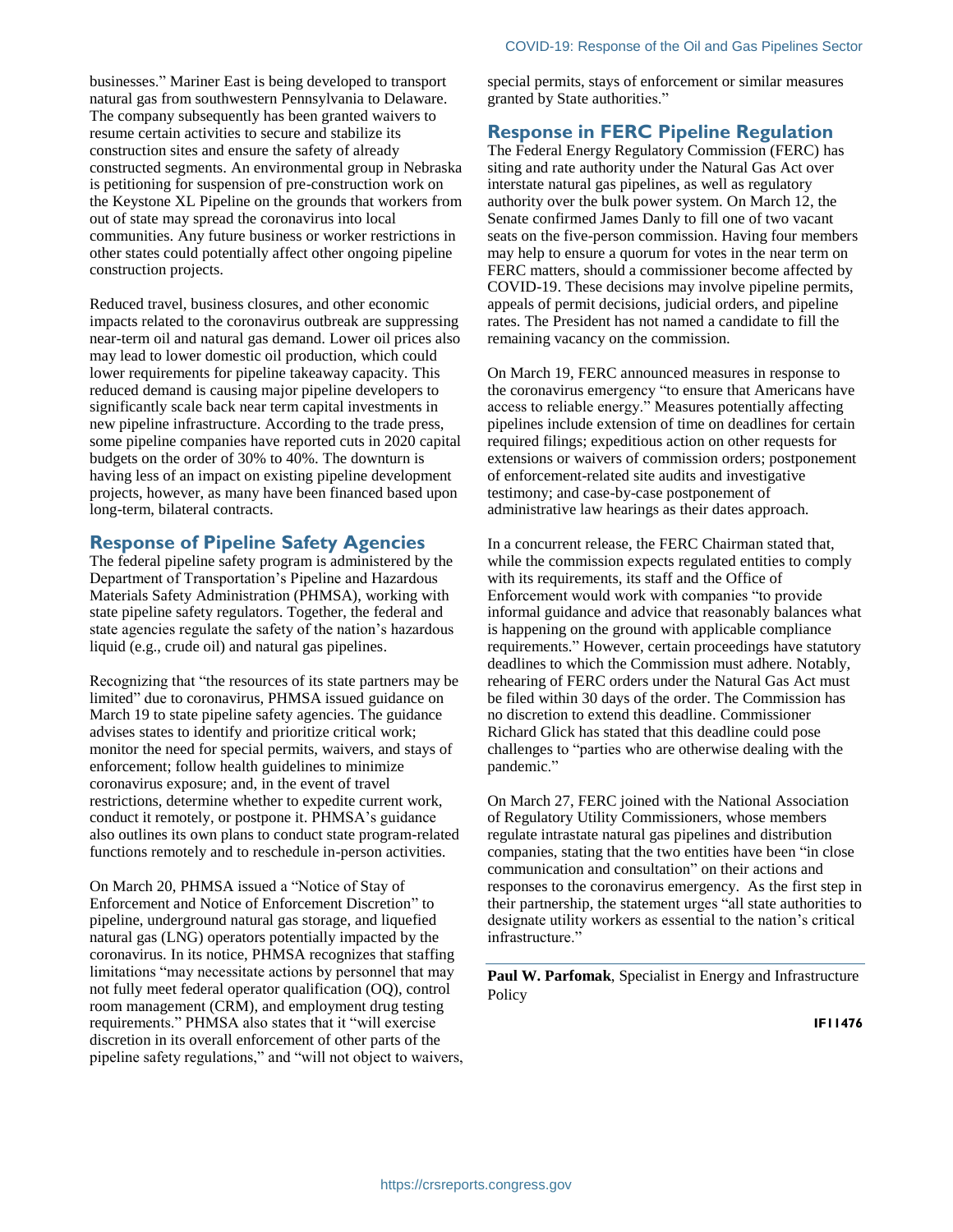businesses." Mariner East is being developed to transport natural gas from southwestern Pennsylvania to Delaware. The company subsequently has been granted waivers to resume certain activities to secure and stabilize its construction sites and ensure the safety of already constructed segments. An environmental group in Nebraska is petitioning for suspension of pre-construction work on the Keystone XL Pipeline on the grounds that workers from out of state may spread the coronavirus into local communities. Any future business or worker restrictions in other states could potentially affect other ongoing pipeline construction projects.

Reduced travel, business closures, and other economic impacts related to the coronavirus outbreak are suppressing near-term oil and natural gas demand. Lower oil prices also may lead to lower domestic oil production, which could lower requirements for pipeline takeaway capacity. This reduced demand is causing major pipeline developers to significantly scale back near term capital investments in new pipeline infrastructure. According to the trade press, some pipeline companies have reported cuts in 2020 capital budgets on the order of 30% to 40%. The downturn is having less of an impact on existing pipeline development projects, however, as many have been financed based upon long-term, bilateral contracts.

## Response of Pipeline Safety Agencies

The federal pipeline safety program is administered by the Department of Transportation's Pipeline and Hazardous Materials Safety Administration (PHMSA), working with state pipeline safety regulators. Together, the federal and state agencies regulate the safety of the nation's hazardous liquid (e.g., crude oil) and natural gas pipelines.

Recognizing that "the resources of its state partners may be limited" due to coronavirus, PHMSA issued guidance on March 19 to state pipeline safety agencies. The guidance advises states to identify and prioritize critical work; monitor the need for special permits, waivers, and stays of enforcement; follow health guidelines to minimize coronavirus exposure; and, in the event of travel restrictions, determine whether to expedite current work, conduct it remotely, or postpone it. PHMSA's guidance also outlines its own plans to conduct state program-related functions remotely and to reschedule in-person activities.

On March 20, PHMSA issued a "Notice of Stay of Enforcement and Notice of Enforcement Discretion" to pipeline, underground natural gas storage, and liquefied natural gas (LNG) operators potentially impacted by the coronavirus. In its notice, PHMSA recognizes that staffing limitations "may necessitate actions by personnel that may not fully meet federal operator qualification (OQ), control room management (CRM), and employment drug testing requirements." PHMSA also states that it "will exercise discretion in its overall enforcement of other parts of the pipeline safety regulations," and "will not object to waivers, special permits, stays of enforcement or similar measures granted by State authorities."

## Response in FERC Pipeline Regulation

The Federal Energy Regulatory Commission (FERC) has siting and rate authority under the Natural Gas Act over interstate natural gas pipelines, as well as regulatory authority over the bulk power system. On March 12, the Senate confirmed James Danly to fill one of two vacant seats on the five-person commission. Having four members may help to ensure a quorum for votes in the near term on FERC matters, should a commissioner become affected by COVID-19. These decisions may involve pipeline permits, appeals of permit decisions, judicial orders, and pipeline rates. The President has not named a candidate to fill the remaining vacancy on the commission.

On March 19, FERC announced measures in response to the coronavirus emergency "to ensure that Americans have access to reliable energy." Measures potentially affecting pipelines include extension of time on deadlines for certain required filings; expeditious action on other requests for extensions or waivers of commission orders; postponement of enforcement-related site audits and investigative testimony; and case-by-case postponement of administrative law hearings as their dates approach.

In a concurrent release, the FERC Chairman stated that, while the commission expects regulated entities to comply with its requirements, its staff and the Office of Enforcement would work with companies "to provide informal guidance and advice that reasonably balances what is happening on the ground with applicable compliance requirements." However, certain proceedings have statutory deadlines to which the Commission must adhere. Notably, rehearing of FERC orders under the Natural Gas Act must be filed within 30 days of the order. The Commission has no discretion to extend this deadline. Commissioner Richard Glick has stated that this deadline could pose challenges to "parties who are otherwise dealing with the pandemic."

On March 27, FERC joined with the National Association of Regulatory Utility Commissioners, whose members regulate intrastate natural gas pipelines and distribution companies, stating that the two entities have been "in close communication and consultation" on their actions and responses to the coronavirus emergency. As the first step in their partnership, the statement urges "all state authorities to designate utility workers as essential to the nation's critical infrastructure."

---

**Paul W. Parfomak**, Specialist in Energy and Infrastructure Policy

**IF11476**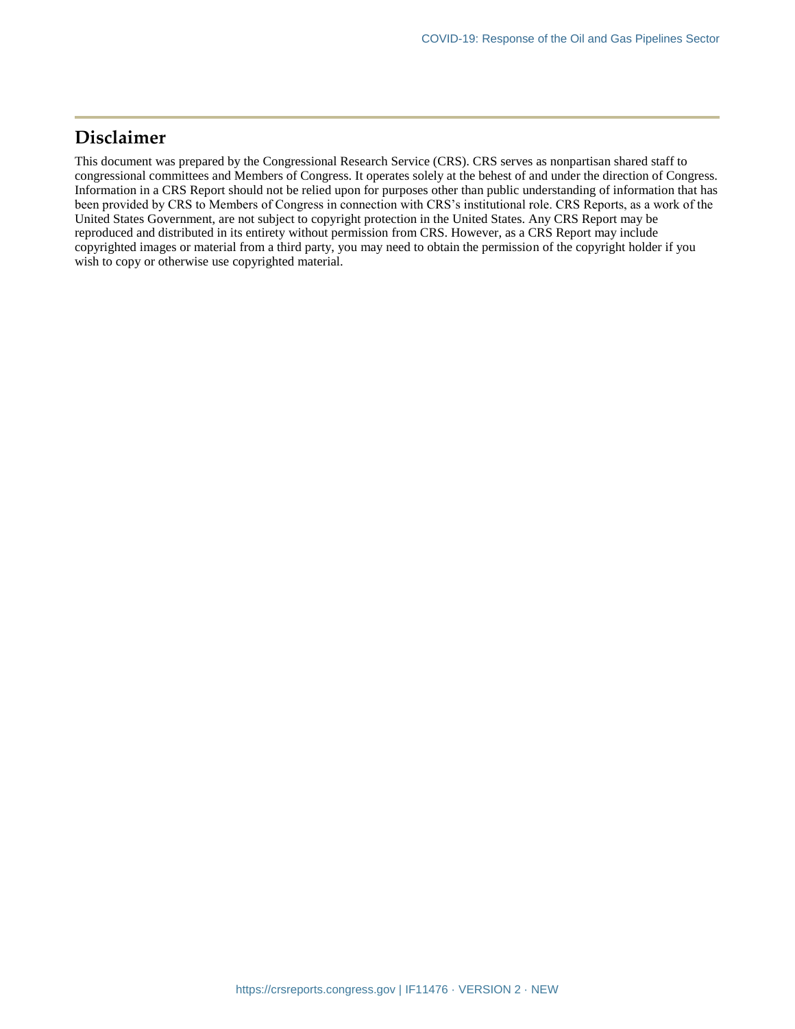## Disclaimer

This document was prepared by the Congressional Research Service (CRS). CRS serves as nonpartisan shared staff to congressional committees and Members of Congress. It operates solely at the behest of and under the direction of Congress. Information in a CRS Report should not be relied upon for purposes other than public understanding of information that has been provided by CRS to Members of Congress in connection with CRS's institutional role. CRS Reports, as a work of the United States Government, are not subject to copyright protection in the United States. Any CRS Report may be reproduced and distributed in its entirety without permission from CRS. However, as a CRS Report may include copyrighted images or material from a third party, you may need to obtain the permission of the copyright holder if you wish to copy or otherwise use copyrighted material.